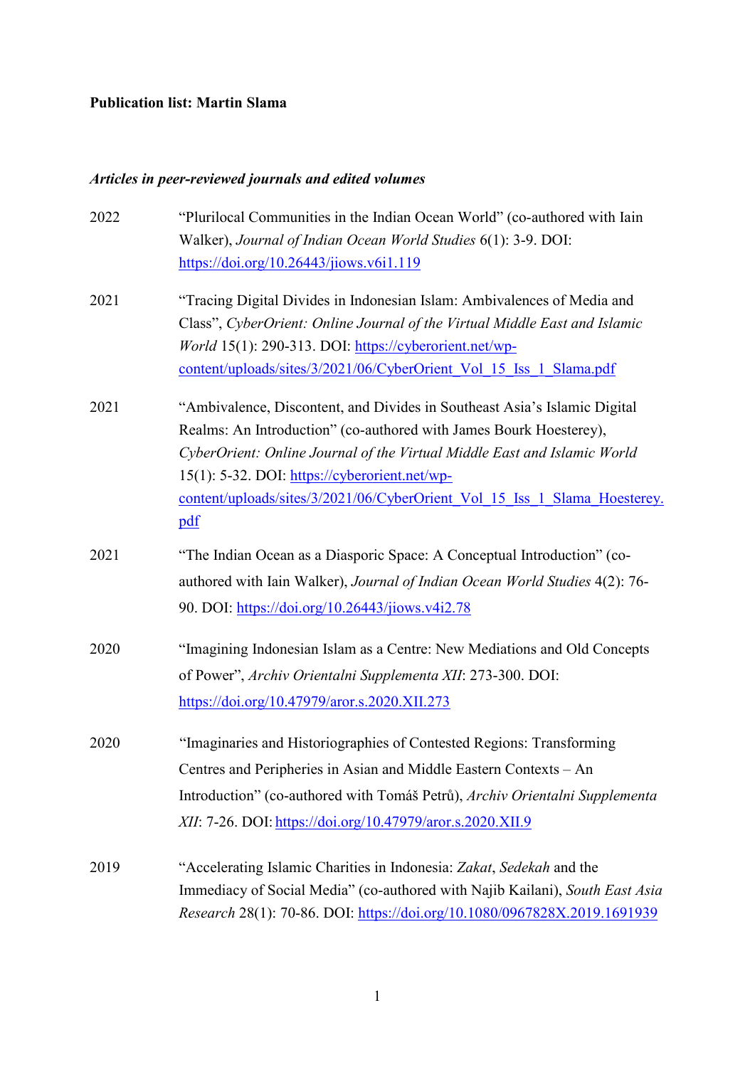**Publication list: Martin Slama**

***Articles in peer-reviewed journals and edited volumes***

2022 “Plurilocal Communities in the Indian Ocean World” (co-authored with Iain Walker), *Journal of Indian Ocean World Studies* 6(1): 3-9. DOI: https://doi.org/10.26443/jiows.v6i1.119

2021 “Tracing Digital Divides in Indonesian Islam: Ambivalences of Media and Class”, *CyberOrient: Online Journal of the Virtual Middle East and Islamic World* 15(1): 290-313. DOI: https://cyberorient.net/wp-content/uploads/sites/3/2021/06/CyberOrient_Vol_15_Iss_1_Slama.pdf

2021 “Ambivalence, Discontent, and Divides in Southeast Asia’s Islamic Digital Realms: An Introduction” (co-authored with James Bourk Hoesterey), *CyberOrient: Online Journal of the Virtual Middle East and Islamic World* 15(1): 5-32. DOI: https://cyberorient.net/wp-content/uploads/sites/3/2021/06/CyberOrient_Vol_15_Iss_1_Slama_Hoesterey.pdf

2021 “The Indian Ocean as a Diasporic Space: A Conceptual Introduction” (co-authored with Iain Walker), *Journal of Indian Ocean World Studies* 4(2): 76-90. DOI: https://doi.org/10.26443/jiows.v4i2.78

2020 “Imagining Indonesian Islam as a Centre: New Mediations and Old Concepts of Power”, *Archiv Orientalni Supplementa XII*: 273-300. DOI: https://doi.org/10.47979/aror.s.2020.XII.273

2020 “Imaginaries and Historiographies of Contested Regions: Transforming Centres and Peripheries in Asian and Middle Eastern Contexts – An Introduction” (co-authored with Tomáš Petrů), *Archiv Orientalni Supplementa XII*: 7-26. DOI: https://doi.org/10.47979/aror.s.2020.XII.9

2019 “Accelerating Islamic Charities in Indonesia: *Zakat*, *Sedekah* and the Immediacy of Social Media” (co-authored with Najib Kailani), *South East Asia Research* 28(1): 70-86. DOI: https://doi.org/10.1080/0967828X.2019.1691939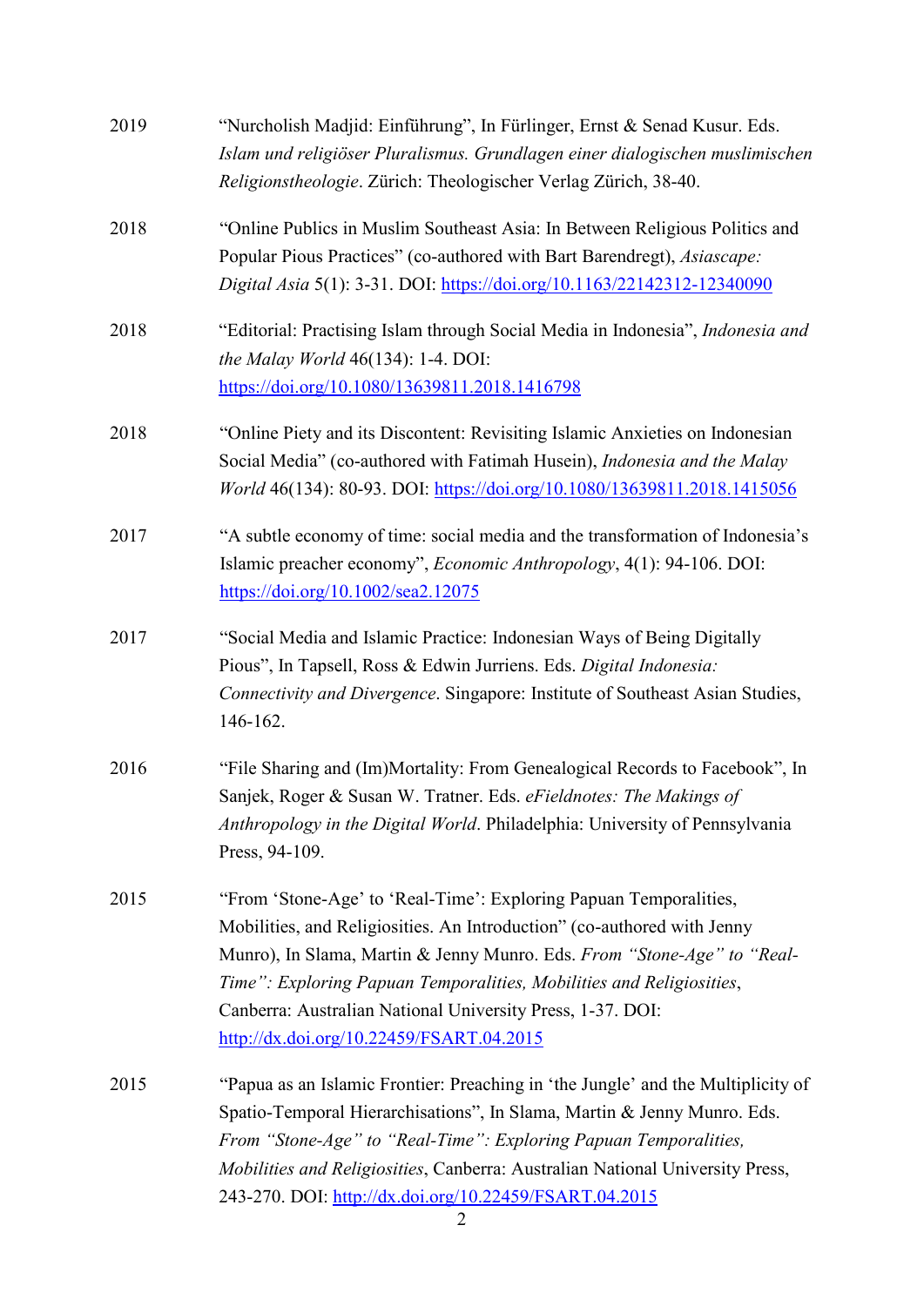2019 "Nurcholish Madjid: Einführung", In Fürlinger, Ernst & Senad Kusur. Eds. *Islam und religiöser Pluralismus. Grundlagen einer dialogischen muslimischen Religionstheologie*. Zürich: Theologischer Verlag Zürich, 38-40.

2018 "Online Publics in Muslim Southeast Asia: In Between Religious Politics and Popular Pious Practices" (co-authored with Bart Barendregt), *Asiascape: Digital Asia* 5(1): 3-31. DOI: https://doi.org/10.1163/22142312-12340090

2018 "Editorial: Practising Islam through Social Media in Indonesia", *Indonesia and the Malay World* 46(134): 1-4. DOI: https://doi.org/10.1080/13639811.2018.1416798

2018 "Online Piety and its Discontent: Revisiting Islamic Anxieties on Indonesian Social Media" (co-authored with Fatimah Husein), *Indonesia and the Malay World* 46(134): 80-93. DOI: https://doi.org/10.1080/13639811.2018.1415056

2017 "A subtle economy of time: social media and the transformation of Indonesia's Islamic preacher economy", *Economic Anthropology*, 4(1): 94-106. DOI: https://doi.org/10.1002/sea2.12075

2017 "Social Media and Islamic Practice: Indonesian Ways of Being Digitally Pious", In Tapsell, Ross & Edwin Jurriens. Eds. *Digital Indonesia: Connectivity and Divergence*. Singapore: Institute of Southeast Asian Studies, 146-162.

2016 "File Sharing and (Im)Mortality: From Genealogical Records to Facebook", In Sanjek, Roger & Susan W. Tratner. Eds. *eFieldnotes: The Makings of Anthropology in the Digital World*. Philadelphia: University of Pennsylvania Press, 94-109.

2015 "From 'Stone-Age' to 'Real-Time': Exploring Papuan Temporalities, Mobilities, and Religiosities. An Introduction" (co-authored with Jenny Munro), In Slama, Martin & Jenny Munro. Eds. *From "Stone-Age" to "Real-Time": Exploring Papuan Temporalities, Mobilities and Religiosities*, Canberra: Australian National University Press, 1-37. DOI: http://dx.doi.org/10.22459/FSART.04.2015

2015 "Papua as an Islamic Frontier: Preaching in 'the Jungle' and the Multiplicity of Spatio-Temporal Hierarchisations", In Slama, Martin & Jenny Munro. Eds. *From "Stone-Age" to "Real-Time": Exploring Papuan Temporalities, Mobilities and Religiosities*, Canberra: Australian National University Press, 243-270. DOI: http://dx.doi.org/10.22459/FSART.04.2015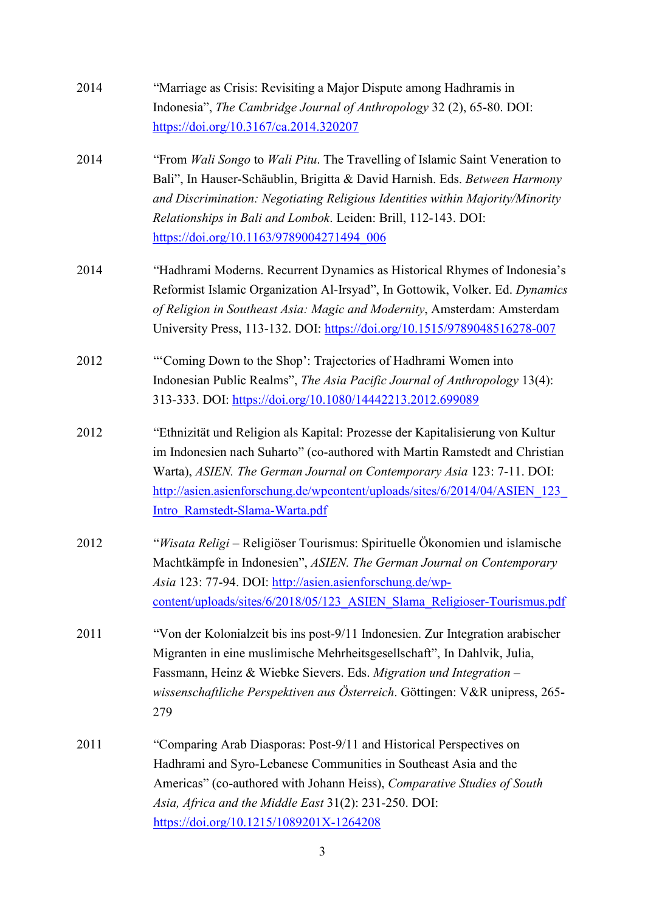2014 "Marriage as Crisis: Revisiting a Major Dispute among Hadhramis in Indonesia", *The Cambridge Journal of Anthropology* 32 (2), 65-80. DOI: https://doi.org/10.3167/ca.2014.320207

2014 "From *Wali Songo* to *Wali Pitu*. The Travelling of Islamic Saint Veneration to Bali", In Hauser-Schäublin, Brigitta & David Harnish. Eds. *Between Harmony and Discrimination: Negotiating Religious Identities within Majority/Minority Relationships in Bali and Lombok*. Leiden: Brill, 112-143. DOI: https://doi.org/10.1163/9789004271494_006

2014 "Hadhrami Moderns. Recurrent Dynamics as Historical Rhymes of Indonesia's Reformist Islamic Organization Al-Irsyad", In Gottowik, Volker. Ed. *Dynamics of Religion in Southeast Asia: Magic and Modernity*, Amsterdam: Amsterdam University Press, 113-132. DOI: https://doi.org/10.1515/9789048516278-007

2012 "'Coming Down to the Shop': Trajectories of Hadhrami Women into Indonesian Public Realms", *The Asia Pacific Journal of Anthropology* 13(4): 313-333. DOI: https://doi.org/10.1080/14442213.2012.699089

2012 "Ethnizität und Religion als Kapital: Prozesse der Kapitalisierung von Kultur im Indonesien nach Suharto" (co-authored with Martin Ramstedt and Christian Warta), *ASIEN. The German Journal on Contemporary Asia* 123: 7-11. DOI: http://asien.asienforschung.de/wpcontent/uploads/sites/6/2014/04/ASIEN_123_Intro_Ramstedt-Slama-Warta.pdf

2012 "*Wisata Religi* – Religiöser Tourismus: Spirituelle Ökonomien und islamische Machtkämpfe in Indonesien", *ASIEN. The German Journal on Contemporary Asia* 123: 77-94. DOI: http://asien.asienforschung.de/wp-content/uploads/sites/6/2018/05/123_ASIEN_Slama_Religioser-Tourismus.pdf

2011 "Von der Kolonialzeit bis ins post-9/11 Indonesien. Zur Integration arabischer Migranten in eine muslimische Mehrheitsgesellschaft", In Dahlvik, Julia, Fassmann, Heinz & Wiebke Sievers. Eds. *Migration und Integration – wissenschaftliche Perspektiven aus Österreich*. Göttingen: V&R unipress, 265-279

2011 "Comparing Arab Diasporas: Post-9/11 and Historical Perspectives on Hadhrami and Syro-Lebanese Communities in Southeast Asia and the Americas" (co-authored with Johann Heiss), *Comparative Studies of South Asia, Africa and the Middle East* 31(2): 231-250. DOI: https://doi.org/10.1215/1089201X-1264208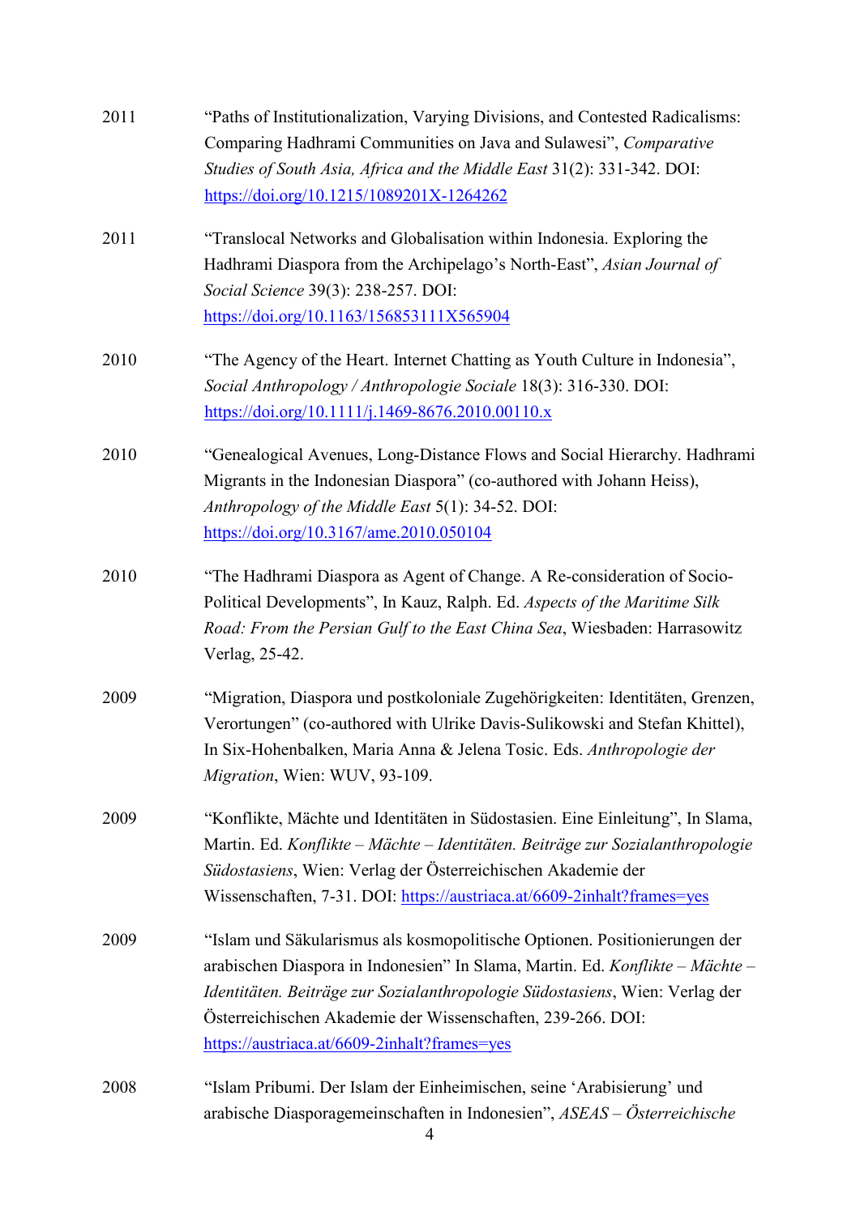2011 "Paths of Institutionalization, Varying Divisions, and Contested Radicalisms: Comparing Hadhrami Communities on Java and Sulawesi", *Comparative Studies of South Asia, Africa and the Middle East* 31(2): 331-342. DOI: https://doi.org/10.1215/1089201X-1264262

2011 "Translocal Networks and Globalisation within Indonesia. Exploring the Hadhrami Diaspora from the Archipelago's North-East", *Asian Journal of Social Science* 39(3): 238-257. DOI: https://doi.org/10.1163/156853111X565904

2010 "The Agency of the Heart. Internet Chatting as Youth Culture in Indonesia", *Social Anthropology / Anthropologie Sociale* 18(3): 316-330. DOI: https://doi.org/10.1111/j.1469-8676.2010.00110.x

2010 "Genealogical Avenues, Long-Distance Flows and Social Hierarchy. Hadhrami Migrants in the Indonesian Diaspora" (co-authored with Johann Heiss), *Anthropology of the Middle East* 5(1): 34-52. DOI: https://doi.org/10.3167/ame.2010.050104

2010 "The Hadhrami Diaspora as Agent of Change. A Re-consideration of Socio-Political Developments", In Kauz, Ralph. Ed. *Aspects of the Maritime Silk Road: From the Persian Gulf to the East China Sea*, Wiesbaden: Harrasowitz Verlag, 25-42.

2009 "Migration, Diaspora und postkoloniale Zugehörigkeiten: Identitäten, Grenzen, Verortungen" (co-authored with Ulrike Davis-Sulikowski and Stefan Khittel), In Six-Hohenbalken, Maria Anna & Jelena Tosic. Eds. *Anthropologie der Migration*, Wien: WUV, 93-109.

2009 "Konflikte, Mächte und Identitäten in Südostasien. Eine Einleitung", In Slama, Martin. Ed. *Konflikte – Mächte – Identitäten. Beiträge zur Sozialanthropologie Südostasiens*, Wien: Verlag der Österreichischen Akademie der Wissenschaften, 7-31. DOI: https://austriaca.at/6609-2inhalt?frames=yes

2009 "Islam und Säkularismus als kosmopolitische Optionen. Positionierungen der arabischen Diaspora in Indonesien" In Slama, Martin. Ed. *Konflikte – Mächte – Identitäten. Beiträge zur Sozialanthropologie Südostasiens*, Wien: Verlag der Österreichischen Akademie der Wissenschaften, 239-266. DOI: https://austriaca.at/6609-2inhalt?frames=yes

2008 "Islam Pribumi. Der Islam der Einheimischen, seine 'Arabisierung' und arabische Diasporagemeinschaften in Indonesien", *ASEAS – Österreichische*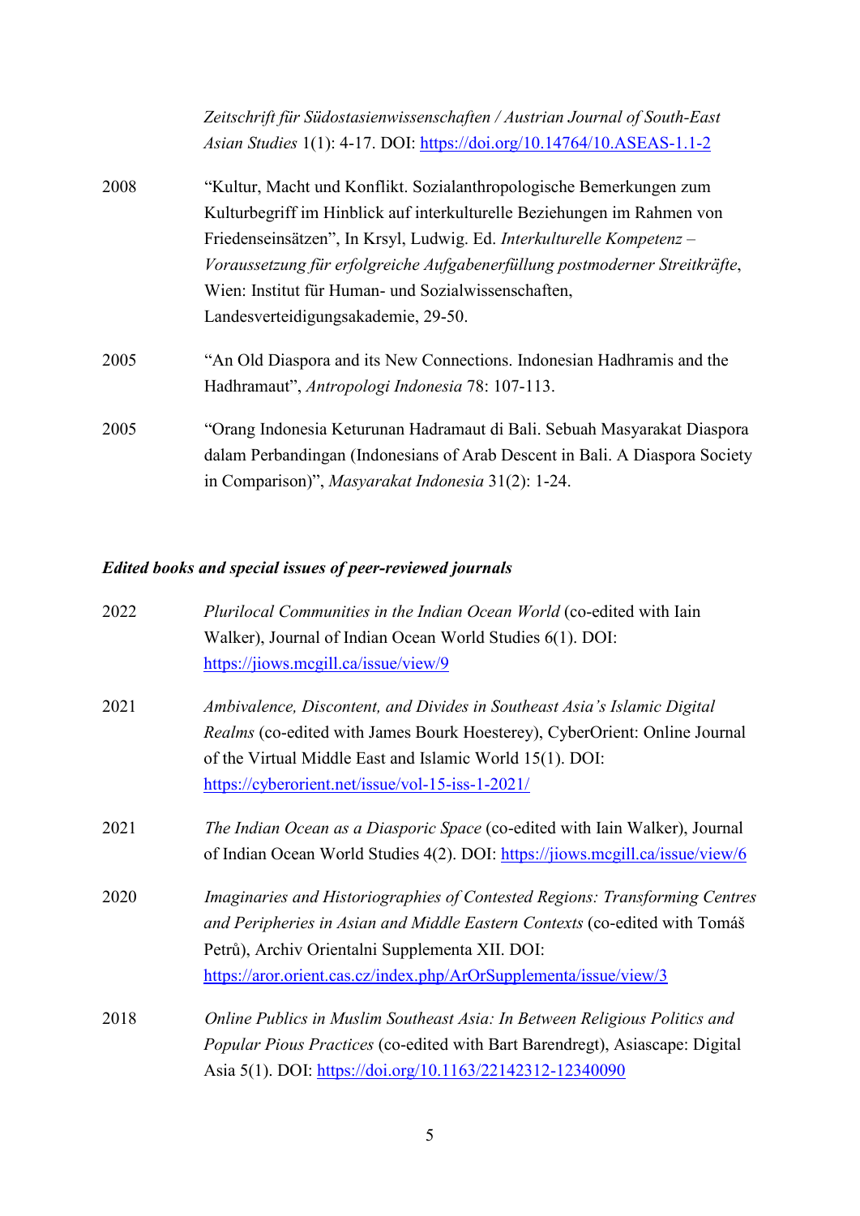*Zeitschrift für Südostasienwissenschaften / Austrian Journal of South-East Asian Studies* 1(1): 4-17. DOI: https://doi.org/10.14764/10.ASEAS-1.1-2

2008 "Kultur, Macht und Konflikt. Sozialanthropologische Bemerkungen zum Kulturbegriff im Hinblick auf interkulturelle Beziehungen im Rahmen von Friedenseinsätzen", In Krsyl, Ludwig. Ed. *Interkulturelle Kompetenz – Voraussetzung für erfolgreiche Aufgabenerfüllung postmoderner Streitkräfte*, Wien: Institut für Human- und Sozialwissenschaften, Landesverteidigungsakademie, 29-50.

2005 "An Old Diaspora and its New Connections. Indonesian Hadhramis and the Hadhramaut", *Antropologi Indonesia* 78: 107-113.

2005 "Orang Indonesia Keturunan Hadramaut di Bali. Sebuah Masyarakat Diaspora dalam Perbandingan (Indonesians of Arab Descent in Bali. A Diaspora Society in Comparison)", *Masyarakat Indonesia* 31(2): 1-24.

### *Edited books and special issues of peer-reviewed journals*

2022 *Plurilocal Communities in the Indian Ocean World* (co-edited with Iain Walker), Journal of Indian Ocean World Studies 6(1). DOI: https://jiows.mcgill.ca/issue/view/9

2021 *Ambivalence, Discontent, and Divides in Southeast Asia's Islamic Digital Realms* (co-edited with James Bourk Hoesterey), CyberOrient: Online Journal of the Virtual Middle East and Islamic World 15(1). DOI: https://cyberorient.net/issue/vol-15-iss-1-2021/

2021 *The Indian Ocean as a Diasporic Space* (co-edited with Iain Walker), Journal of Indian Ocean World Studies 4(2). DOI: https://jiows.mcgill.ca/issue/view/6

2020 *Imaginaries and Historiographies of Contested Regions: Transforming Centres and Peripheries in Asian and Middle Eastern Contexts* (co-edited with Tomáš Petrů), Archiv Orientalni Supplementa XII. DOI: https://aror.orient.cas.cz/index.php/ArOrSupplementa/issue/view/3

2018 *Online Publics in Muslim Southeast Asia: In Between Religious Politics and Popular Pious Practices* (co-edited with Bart Barendregt), Asiascape: Digital Asia 5(1). DOI: https://doi.org/10.1163/22142312-12340090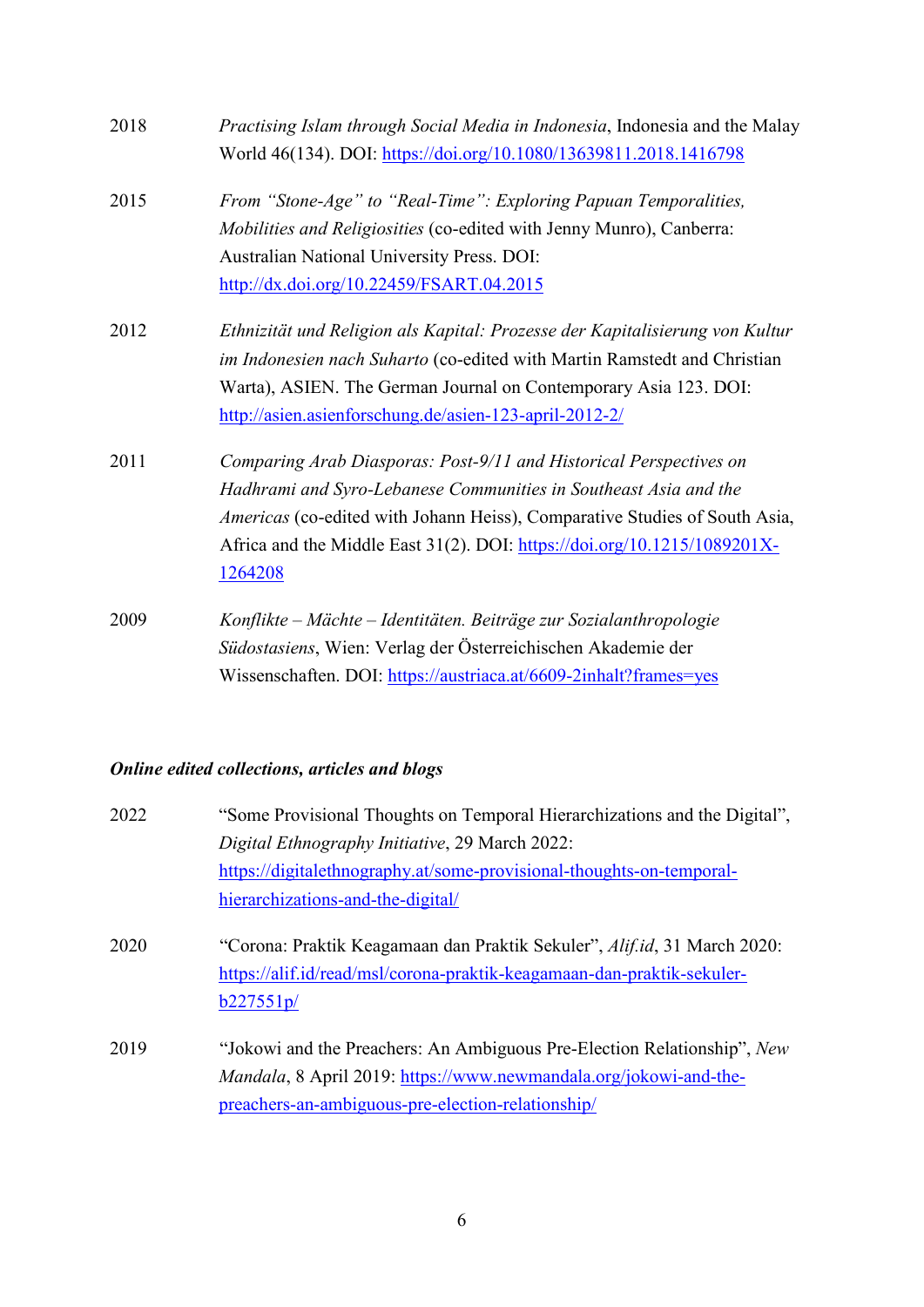2018 *Practising Islam through Social Media in Indonesia*, Indonesia and the Malay World 46(134). DOI: https://doi.org/10.1080/13639811.2018.1416798

2015 *From "Stone-Age" to "Real-Time": Exploring Papuan Temporalities, Mobilities and Religiosities* (co-edited with Jenny Munro), Canberra: Australian National University Press. DOI: http://dx.doi.org/10.22459/FSART.04.2015

2012 *Ethnizität und Religion als Kapital: Prozesse der Kapitalisierung von Kultur im Indonesien nach Suharto* (co-edited with Martin Ramstedt and Christian Warta), ASIEN. The German Journal on Contemporary Asia 123. DOI: http://asien.asienforschung.de/asien-123-april-2012-2/

2011 *Comparing Arab Diasporas: Post-9/11 and Historical Perspectives on Hadhrami and Syro-Lebanese Communities in Southeast Asia and the Americas* (co-edited with Johann Heiss), Comparative Studies of South Asia, Africa and the Middle East 31(2). DOI: https://doi.org/10.1215/1089201X-1264208

2009 *Konflikte – Mächte – Identitäten. Beiträge zur Sozialanthropologie Südostasiens*, Wien: Verlag der Österreichischen Akademie der Wissenschaften. DOI: https://austriaca.at/6609-2inhalt?frames=yes

***Online edited collections, articles and blogs***

2022 "Some Provisional Thoughts on Temporal Hierarchizations and the Digital", *Digital Ethnography Initiative*, 29 March 2022: https://digitalethnography.at/some-provisional-thoughts-on-temporal-hierarchizations-and-the-digital/

2020 "Corona: Praktik Keagamaan dan Praktik Sekuler", *Alif.id*, 31 March 2020: https://alif.id/read/msl/corona-praktik-keagamaan-dan-praktik-sekuler-b227551p/

2019 "Jokowi and the Preachers: An Ambiguous Pre-Election Relationship", *New Mandala*, 8 April 2019: https://www.newmandala.org/jokowi-and-the-preachers-an-ambiguous-pre-election-relationship/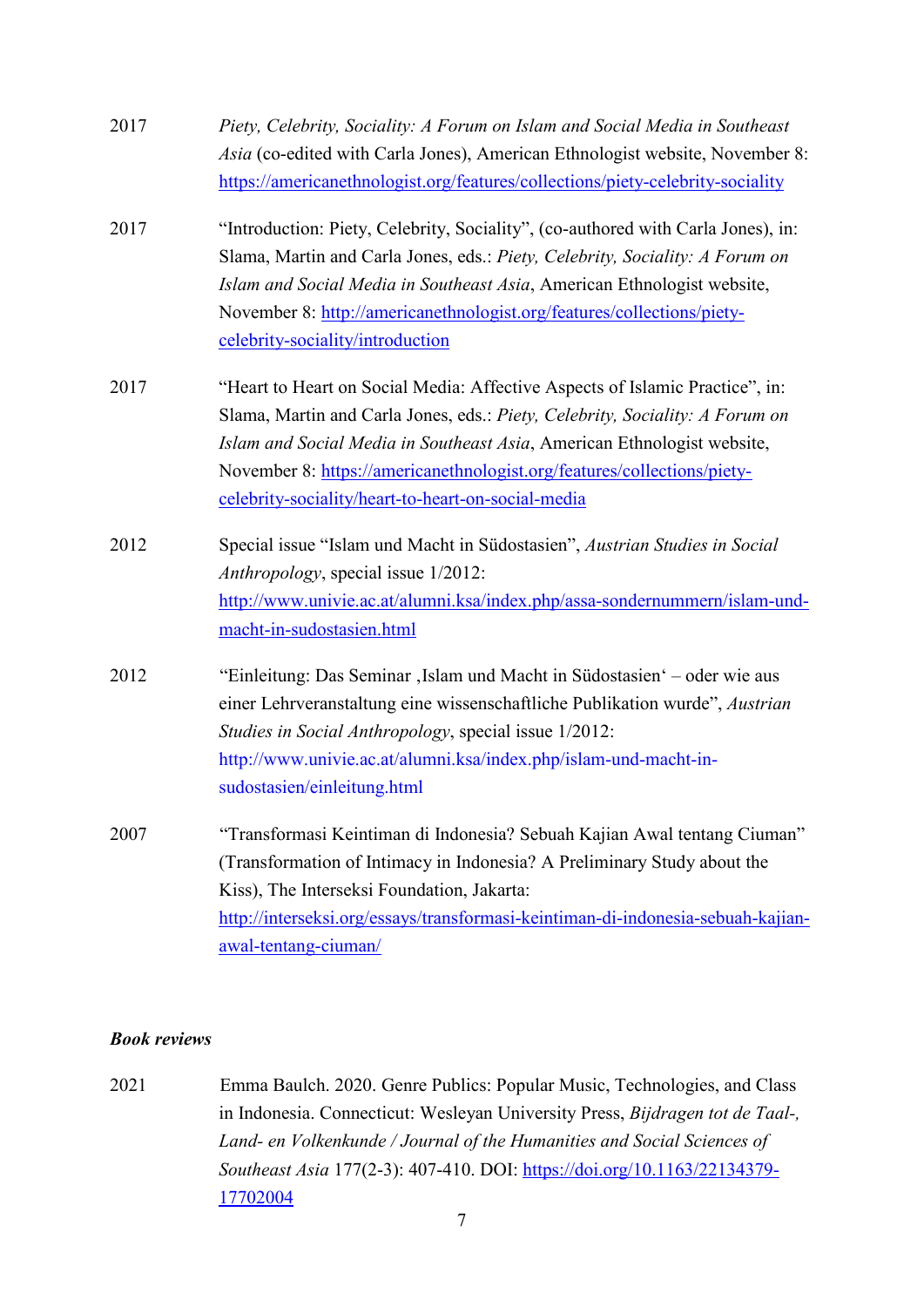2017 *Piety, Celebrity, Sociality: A Forum on Islam and Social Media in Southeast Asia* (co-edited with Carla Jones), American Ethnologist website, November 8: https://americanethnologist.org/features/collections/piety-celebrity-sociality

2017 "Introduction: Piety, Celebrity, Sociality", (co-authored with Carla Jones), in: Slama, Martin and Carla Jones, eds.: *Piety, Celebrity, Sociality: A Forum on Islam and Social Media in Southeast Asia*, American Ethnologist website, November 8: http://americanethnologist.org/features/collections/piety-celebrity-sociality/introduction

2017 "Heart to Heart on Social Media: Affective Aspects of Islamic Practice", in: Slama, Martin and Carla Jones, eds.: *Piety, Celebrity, Sociality: A Forum on Islam and Social Media in Southeast Asia*, American Ethnologist website, November 8: https://americanethnologist.org/features/collections/piety-celebrity-sociality/heart-to-heart-on-social-media

2012 Special issue "Islam und Macht in Südostasien", *Austrian Studies in Social Anthropology*, special issue 1/2012: http://www.univie.ac.at/alumni.ksa/index.php/assa-sondernummern/islam-und-macht-in-sudostasien.html

2012 "Einleitung: Das Seminar ‚Islam und Macht in Südostasien' – oder wie aus einer Lehrveranstaltung eine wissenschaftliche Publikation wurde", *Austrian Studies in Social Anthropology*, special issue 1/2012: http://www.univie.ac.at/alumni.ksa/index.php/islam-und-macht-in-sudostasien/einleitung.html

2007 "Transformasi Keintiman di Indonesia? Sebuah Kajian Awal tentang Ciuman" (Transformation of Intimacy in Indonesia? A Preliminary Study about the Kiss), The Interseksi Foundation, Jakarta: http://interseksi.org/essays/transformasi-keintiman-di-indonesia-sebuah-kajian-awal-tentang-ciuman/

***Book reviews***

2021 Emma Baulch. 2020. Genre Publics: Popular Music, Technologies, and Class in Indonesia. Connecticut: Wesleyan University Press, *Bijdragen tot de Taal-, Land- en Volkenkunde / Journal of the Humanities and Social Sciences of Southeast Asia* 177(2-3): 407-410. DOI: https://doi.org/10.1163/22134379-17702004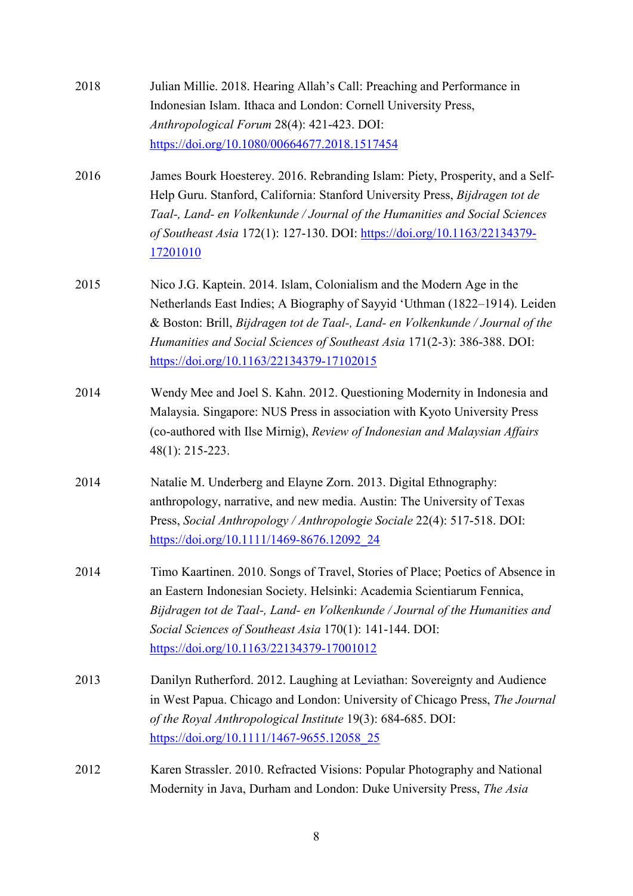2018 Julian Millie. 2018. Hearing Allah's Call: Preaching and Performance in Indonesian Islam. Ithaca and London: Cornell University Press, *Anthropological Forum* 28(4): 421-423. DOI: https://doi.org/10.1080/00664677.2018.1517454

2016 James Bourk Hoesterey. 2016. Rebranding Islam: Piety, Prosperity, and a Self-Help Guru. Stanford, California: Stanford University Press, *Bijdragen tot de Taal-, Land- en Volkenkunde / Journal of the Humanities and Social Sciences of Southeast Asia* 172(1): 127-130. DOI: https://doi.org/10.1163/22134379-17201010

2015 Nico J.G. Kaptein. 2014. Islam, Colonialism and the Modern Age in the Netherlands East Indies; A Biography of Sayyid 'Uthman (1822–1914). Leiden & Boston: Brill, *Bijdragen tot de Taal-, Land- en Volkenkunde / Journal of the Humanities and Social Sciences of Southeast Asia* 171(2-3): 386-388. DOI: https://doi.org/10.1163/22134379-17102015

2014 Wendy Mee and Joel S. Kahn. 2012. Questioning Modernity in Indonesia and Malaysia. Singapore: NUS Press in association with Kyoto University Press (co-authored with Ilse Mirnig), *Review of Indonesian and Malaysian Affairs* 48(1): 215-223.

2014 Natalie M. Underberg and Elayne Zorn. 2013. Digital Ethnography: anthropology, narrative, and new media. Austin: The University of Texas Press, *Social Anthropology / Anthropologie Sociale* 22(4): 517-518. DOI: https://doi.org/10.1111/1469-8676.12092_24

2014 Timo Kaartinen. 2010. Songs of Travel, Stories of Place; Poetics of Absence in an Eastern Indonesian Society. Helsinki: Academia Scientiarum Fennica, *Bijdragen tot de Taal-, Land- en Volkenkunde / Journal of the Humanities and Social Sciences of Southeast Asia* 170(1): 141-144. DOI: https://doi.org/10.1163/22134379-17001012

2013 Danilyn Rutherford. 2012. Laughing at Leviathan: Sovereignty and Audience in West Papua. Chicago and London: University of Chicago Press, *The Journal of the Royal Anthropological Institute* 19(3): 684-685. DOI: https://doi.org/10.1111/1467-9655.12058_25

2012 Karen Strassler. 2010. Refracted Visions: Popular Photography and National Modernity in Java, Durham and London: Duke University Press, *The Asia*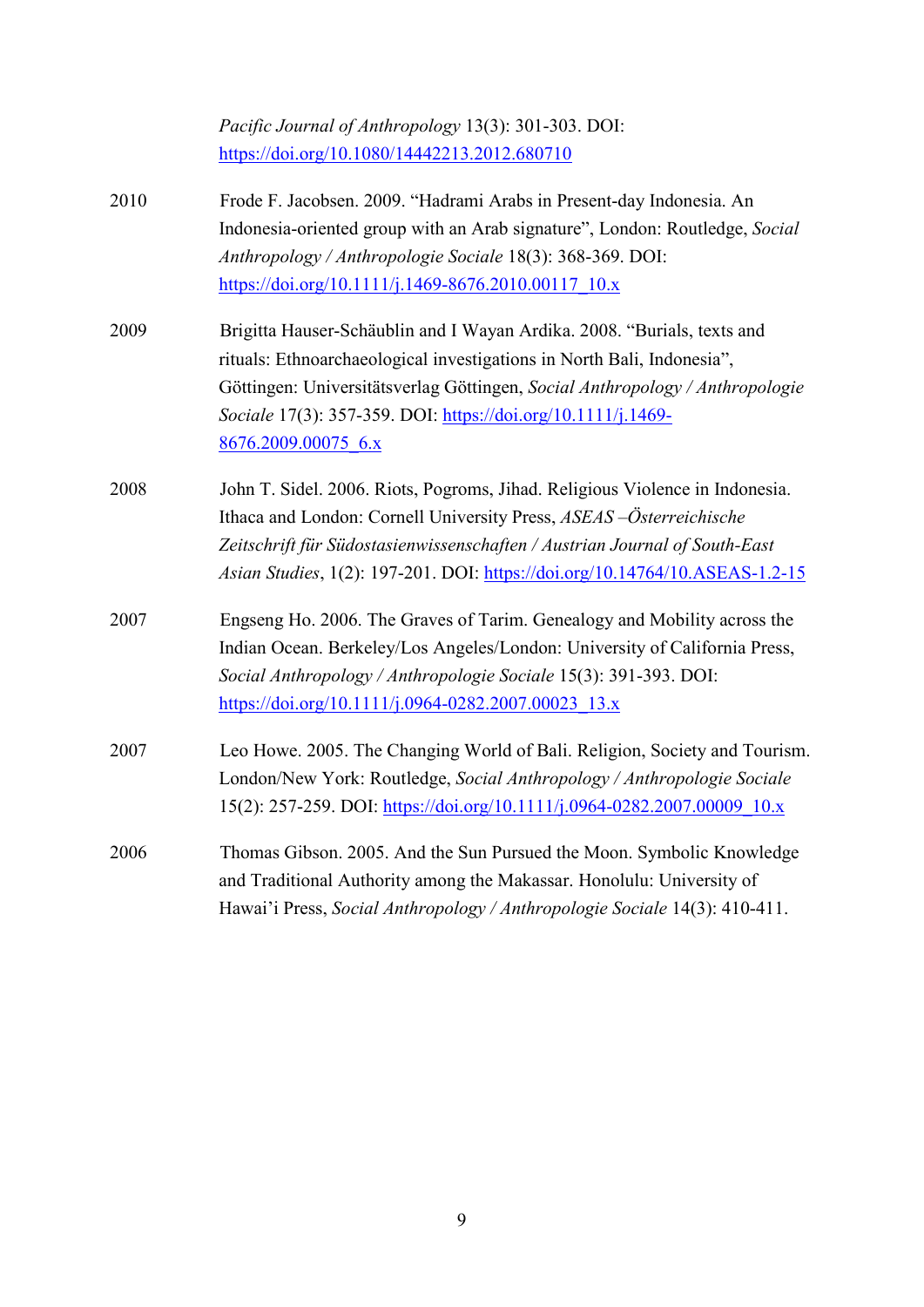*Pacific Journal of Anthropology* 13(3): 301-303. DOI: https://doi.org/10.1080/14442213.2012.680710

2010 Frode F. Jacobsen. 2009. "Hadrami Arabs in Present-day Indonesia. An Indonesia-oriented group with an Arab signature", London: Routledge, *Social Anthropology / Anthropologie Sociale* 18(3): 368-369. DOI: https://doi.org/10.1111/j.1469-8676.2010.00117_10.x

2009 Brigitta Hauser-Schäublin and I Wayan Ardika. 2008. "Burials, texts and rituals: Ethnoarchaeological investigations in North Bali, Indonesia", Göttingen: Universitätsverlag Göttingen, *Social Anthropology / Anthropologie Sociale* 17(3): 357-359. DOI: https://doi.org/10.1111/j.1469-8676.2009.00075_6.x

2008 John T. Sidel. 2006. Riots, Pogroms, Jihad. Religious Violence in Indonesia. Ithaca and London: Cornell University Press, *ASEAS –Österreichische Zeitschrift für Südostasienwissenschaften / Austrian Journal of South-East Asian Studies*, 1(2): 197-201. DOI: https://doi.org/10.14764/10.ASEAS-1.2-15

2007 Engseng Ho. 2006. The Graves of Tarim. Genealogy and Mobility across the Indian Ocean. Berkeley/Los Angeles/London: University of California Press, *Social Anthropology / Anthropologie Sociale* 15(3): 391-393. DOI: https://doi.org/10.1111/j.0964-0282.2007.00023_13.x

2007 Leo Howe. 2005. The Changing World of Bali. Religion, Society and Tourism. London/New York: Routledge, *Social Anthropology / Anthropologie Sociale* 15(2): 257-259. DOI: https://doi.org/10.1111/j.0964-0282.2007.00009_10.x

2006 Thomas Gibson. 2005. And the Sun Pursued the Moon. Symbolic Knowledge and Traditional Authority among the Makassar. Honolulu: University of Hawai'i Press, *Social Anthropology / Anthropologie Sociale* 14(3): 410-411.